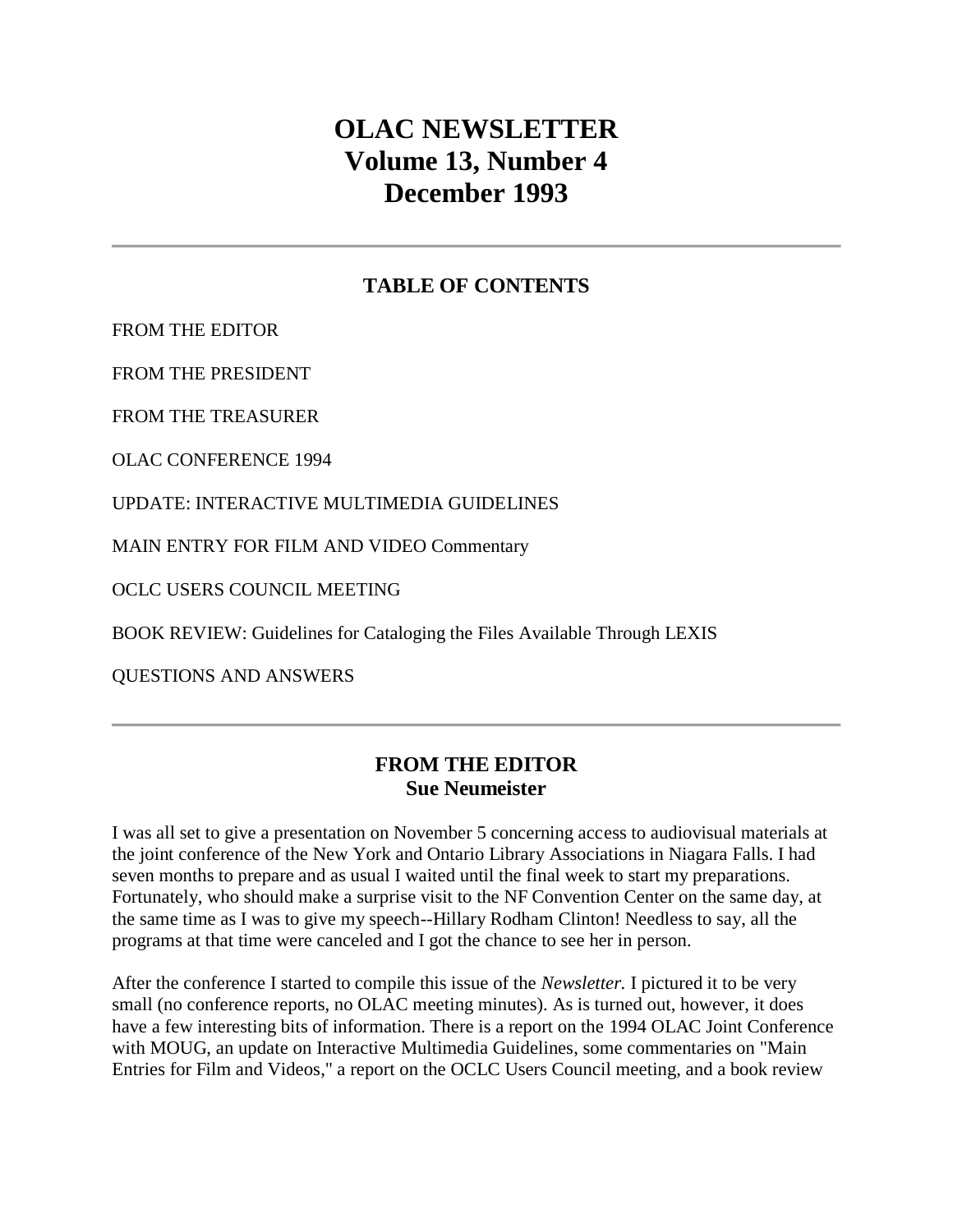# OLAC NEWSLETTER
# Volume 13, Number 4
# December 1993

---

## TABLE OF CONTENTS

FROM THE EDITOR

FROM THE PRESIDENT

FROM THE TREASURER

OLAC CONFERENCE 1994

UPDATE: INTERACTIVE MULTIMEDIA GUIDELINES

MAIN ENTRY FOR FILM AND VIDEO Commentary

OCLC USERS COUNCIL MEETING

BOOK REVIEW: Guidelines for Cataloging the Files Available Through LEXIS

QUESTIONS AND ANSWERS

---

## FROM THE EDITOR
### Sue Neumeister

I was all set to give a presentation on November 5 concerning access to audiovisual materials at the joint conference of the New York and Ontario Library Associations in Niagara Falls. I had seven months to prepare and as usual I waited until the final week to start my preparations. Fortunately, who should make a surprise visit to the NF Convention Center on the same day, at the same time as I was to give my speech--Hillary Rodham Clinton! Needless to say, all the programs at that time were canceled and I got the chance to see her in person.

After the conference I started to compile this issue of the *Newsletter.* I pictured it to be very small (no conference reports, no OLAC meeting minutes). As is turned out, however, it does have a few interesting bits of information. There is a report on the 1994 OLAC Joint Conference with MOUG, an update on Interactive Multimedia Guidelines, some commentaries on "Main Entries for Film and Videos," a report on the OCLC Users Council meeting, and a book review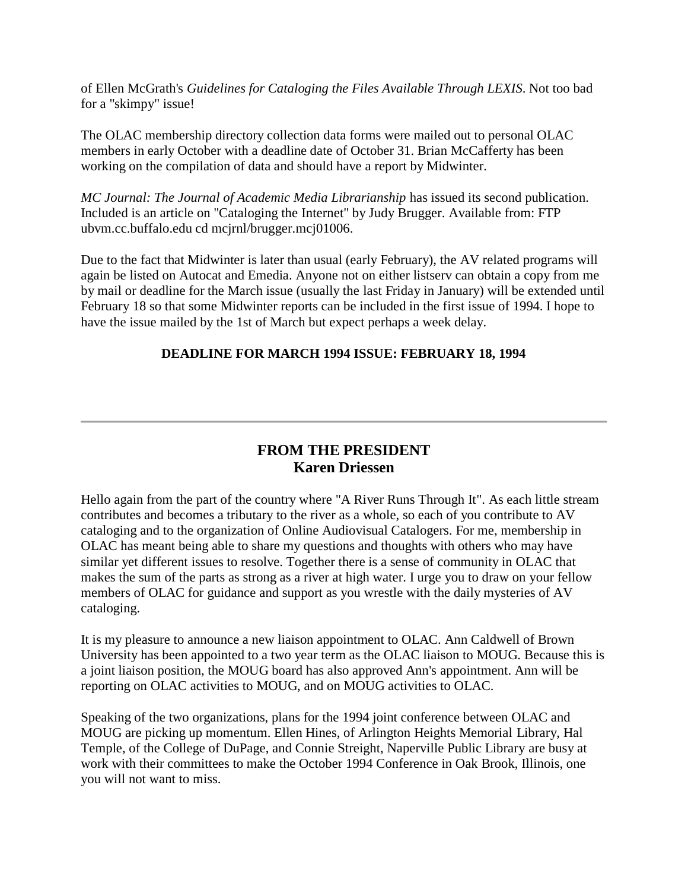of Ellen McGrath's *Guidelines for Cataloging the Files Available Through LEXIS*. Not too bad for a "skimpy" issue!

The OLAC membership directory collection data forms were mailed out to personal OLAC members in early October with a deadline date of October 31. Brian McCafferty has been working on the compilation of data and should have a report by Midwinter.

*MC Journal: The Journal of Academic Media Librarianship* has issued its second publication. Included is an article on "Cataloging the Internet" by Judy Brugger. Available from: FTP ubvm.cc.buffalo.edu cd mcjrnl/brugger.mcj01006.

Due to the fact that Midwinter is later than usual (early February), the AV related programs will again be listed on Autocat and Emedia. Anyone not on either listserv can obtain a copy from me by mail or deadline for the March issue (usually the last Friday in January) will be extended until February 18 so that some Midwinter reports can be included in the first issue of 1994. I hope to have the issue mailed by the 1st of March but expect perhaps a week delay.

**DEADLINE FOR MARCH 1994 ISSUE: FEBRUARY 18, 1994**

---

## FROM THE PRESIDENT
## Karen Driessen

Hello again from the part of the country where "A River Runs Through It". As each little stream contributes and becomes a tributary to the river as a whole, so each of you contribute to AV cataloging and to the organization of Online Audiovisual Catalogers. For me, membership in OLAC has meant being able to share my questions and thoughts with others who may have similar yet different issues to resolve. Together there is a sense of community in OLAC that makes the sum of the parts as strong as a river at high water. I urge you to draw on your fellow members of OLAC for guidance and support as you wrestle with the daily mysteries of AV cataloging.

It is my pleasure to announce a new liaison appointment to OLAC. Ann Caldwell of Brown University has been appointed to a two year term as the OLAC liaison to MOUG. Because this is a joint liaison position, the MOUG board has also approved Ann's appointment. Ann will be reporting on OLAC activities to MOUG, and on MOUG activities to OLAC.

Speaking of the two organizations, plans for the 1994 joint conference between OLAC and MOUG are picking up momentum. Ellen Hines, of Arlington Heights Memorial Library, Hal Temple, of the College of DuPage, and Connie Streight, Naperville Public Library are busy at work with their committees to make the October 1994 Conference in Oak Brook, Illinois, one you will not want to miss.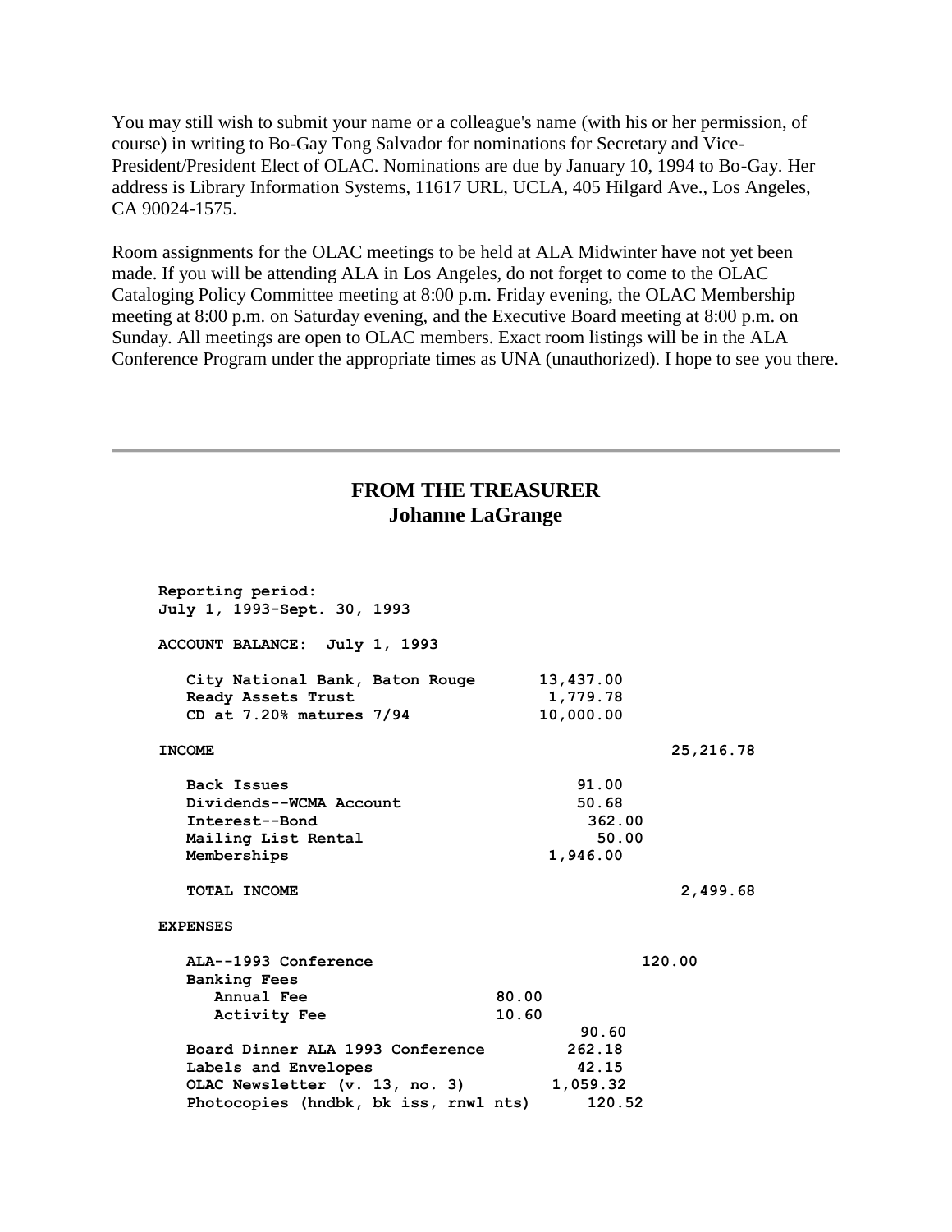You may still wish to submit your name or a colleague's name (with his or her permission, of course) in writing to Bo-Gay Tong Salvador for nominations for Secretary and Vice-President/President Elect of OLAC. Nominations are due by January 10, 1994 to Bo-Gay. Her address is Library Information Systems, 11617 URL, UCLA, 405 Hilgard Ave., Los Angeles, CA 90024-1575.

Room assignments for the OLAC meetings to be held at ALA Midwinter have not yet been made. If you will be attending ALA in Los Angeles, do not forget to come to the OLAC Cataloging Policy Committee meeting at 8:00 p.m. Friday evening, the OLAC Membership meeting at 8:00 p.m. on Saturday evening, and the Executive Board meeting at 8:00 p.m. on Sunday. All meetings are open to OLAC members. Exact room listings will be in the ALA Conference Program under the appropriate times as UNA (unauthorized). I hope to see you there.

---

## FROM THE TREASURER
### Johanne LaGrange

```
Reporting period:
July 1, 1993-Sept. 30, 1993

ACCOUNT BALANCE:  July 1, 1993

   City National Bank, Baton Rouge      13,437.00
   Ready Assets Trust                    1,779.78
   CD at 7.20% matures 7/94             10,000.00

INCOME                                                25,216.78

   Back Issues                              91.00
   Dividends--WCMA Account                  50.68
   Interest--Bond                            362.00
   Mailing List Rental                       50.00
   Memberships                           1,946.00

   TOTAL INCOME                                        2,499.68

EXPENSES

   ALA--1993 Conference                            120.00
   Banking Fees
      Annual Fee                   80.00
      Activity Fee                 10.60
                                           90.60
   Board Dinner ALA 1993 Conference       262.18
   Labels and Envelopes                    42.15
   OLAC Newsletter (v. 13, no. 3)       1,059.32
   Photocopies (hndbk, bk iss, rnwl nts)     120.52
```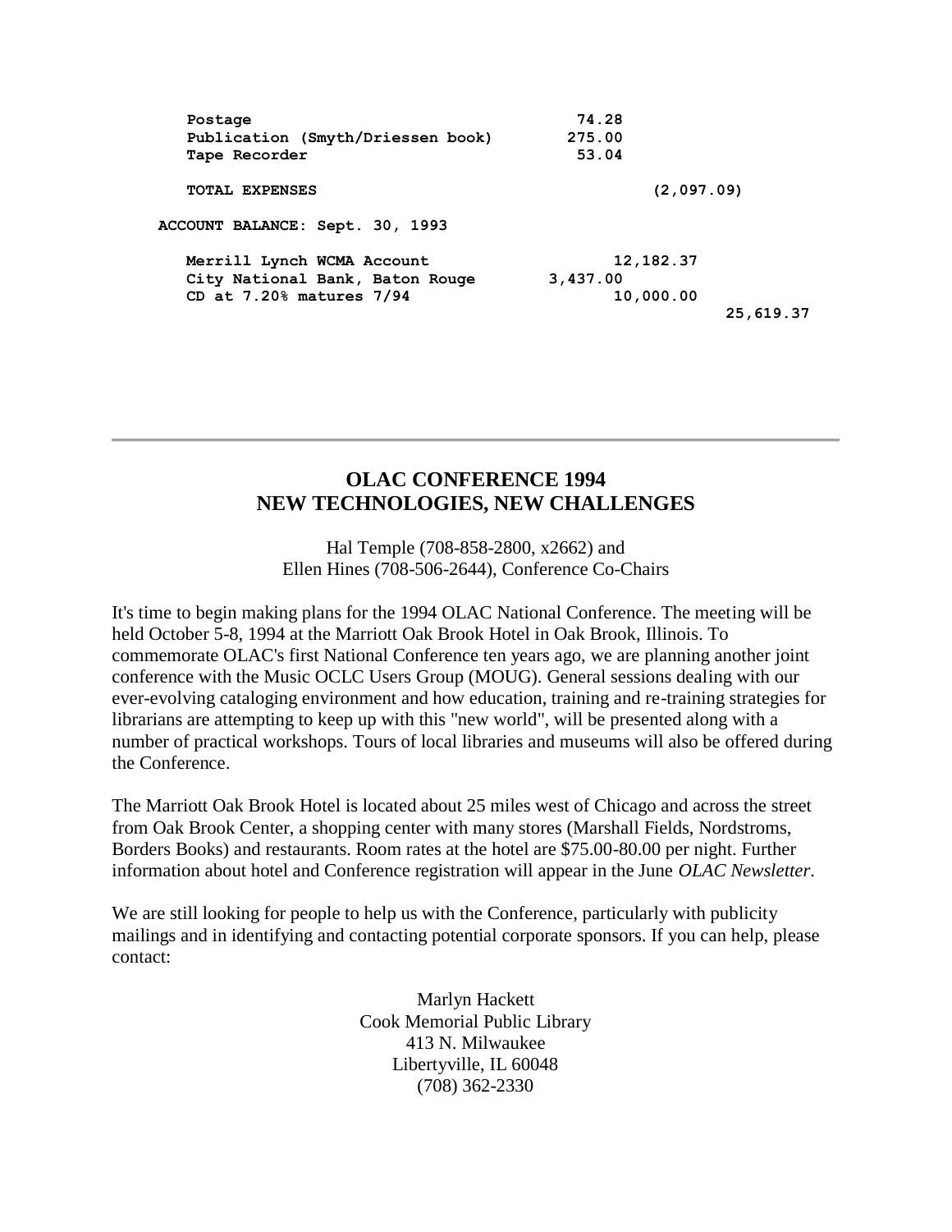| | | | |
|---|---|---|---|
| **Postage** | **74.28** | | |
| **Publication (Smyth/Driessen book)** | **275.00** | | |
| **Tape Recorder** | **53.04** | | |
| **TOTAL EXPENSES** | | **(2,097.09)** | |

**ACCOUNT BALANCE: Sept. 30, 1993**

| | | | |
|---|---|---|---|
| **Merrill Lynch WCMA Account** | | **12,182.37** | |
| **City National Bank, Baton Rouge** | **3,437.00** | | |
| **CD at 7.20% matures 7/94** | | **10,000.00** | |
| | | | **25,619.37** |

---

## OLAC CONFERENCE 1994
## NEW TECHNOLOGIES, NEW CHALLENGES

Hal Temple (708-858-2800, x2662) and
Ellen Hines (708-506-2644), Conference Co-Chairs

It's time to begin making plans for the 1994 OLAC National Conference. The meeting will be held October 5-8, 1994 at the Marriott Oak Brook Hotel in Oak Brook, Illinois. To commemorate OLAC's first National Conference ten years ago, we are planning another joint conference with the Music OCLC Users Group (MOUG). General sessions dealing with our ever-evolving cataloging environment and how education, training and re-training strategies for librarians are attempting to keep up with this "new world", will be presented along with a number of practical workshops. Tours of local libraries and museums will also be offered during the Conference.

The Marriott Oak Brook Hotel is located about 25 miles west of Chicago and across the street from Oak Brook Center, a shopping center with many stores (Marshall Fields, Nordstroms, Borders Books) and restaurants. Room rates at the hotel are $75.00-80.00 per night. Further information about hotel and Conference registration will appear in the June *OLAC Newsletter*.

We are still looking for people to help us with the Conference, particularly with publicity mailings and in identifying and contacting potential corporate sponsors. If you can help, please contact:

Marlyn Hackett
Cook Memorial Public Library
413 N. Milwaukee
Libertyville, IL 60048
(708) 362-2330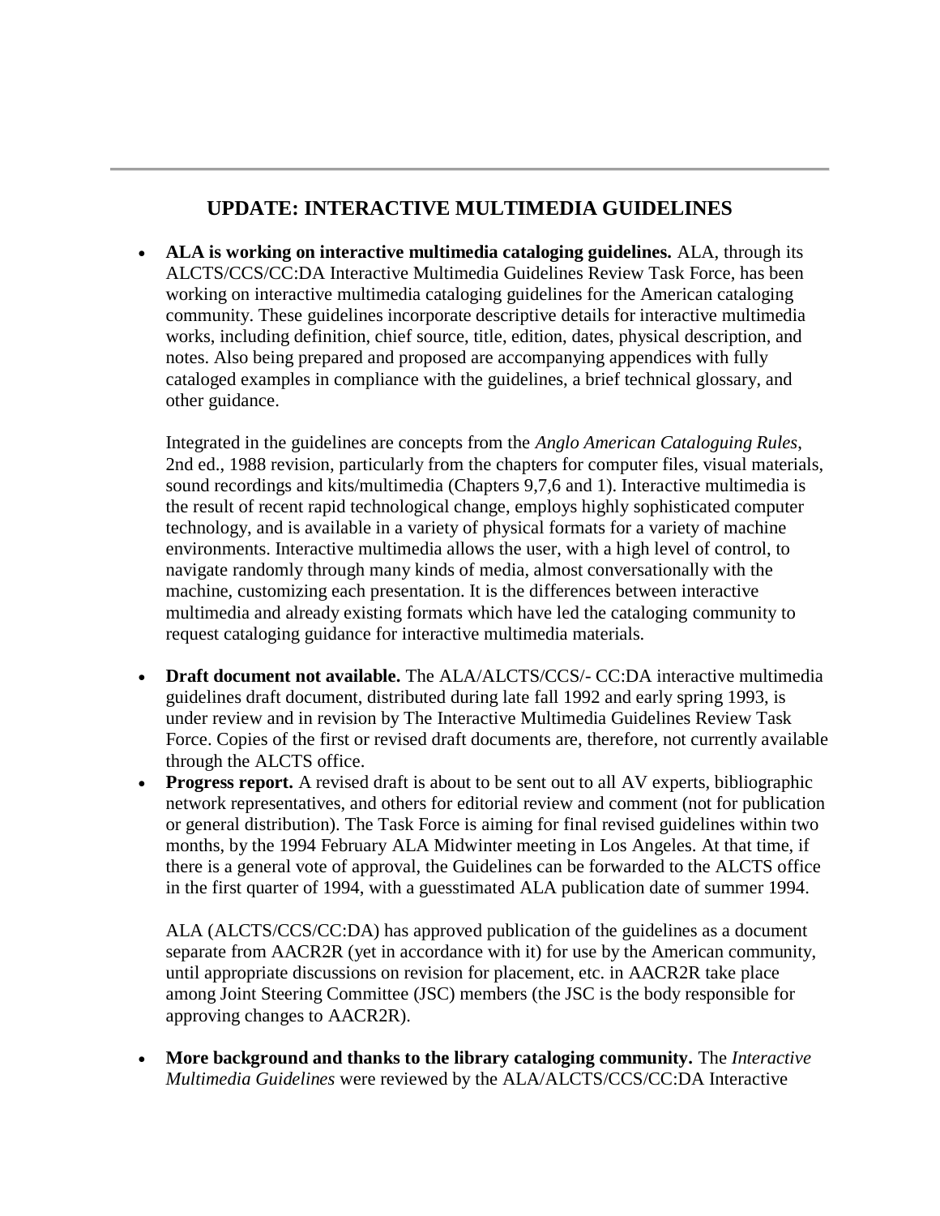## UPDATE: INTERACTIVE MULTIMEDIA GUIDELINES

- **ALA is working on interactive multimedia cataloging guidelines.** ALA, through its ALCTS/CCS/CC:DA Interactive Multimedia Guidelines Review Task Force, has been working on interactive multimedia cataloging guidelines for the American cataloging community. These guidelines incorporate descriptive details for interactive multimedia works, including definition, chief source, title, edition, dates, physical description, and notes. Also being prepared and proposed are accompanying appendices with fully cataloged examples in compliance with the guidelines, a brief technical glossary, and other guidance.

  Integrated in the guidelines are concepts from the *Anglo American Cataloguing Rules*, 2nd ed., 1988 revision, particularly from the chapters for computer files, visual materials, sound recordings and kits/multimedia (Chapters 9,7,6 and 1). Interactive multimedia is the result of recent rapid technological change, employs highly sophisticated computer technology, and is available in a variety of physical formats for a variety of machine environments. Interactive multimedia allows the user, with a high level of control, to navigate randomly through many kinds of media, almost conversationally with the machine, customizing each presentation. It is the differences between interactive multimedia and already existing formats which have led the cataloging community to request cataloging guidance for interactive multimedia materials.

- **Draft document not available.** The ALA/ALCTS/CCS/- CC:DA interactive multimedia guidelines draft document, distributed during late fall 1992 and early spring 1993, is under review and in revision by The Interactive Multimedia Guidelines Review Task Force. Copies of the first or revised draft documents are, therefore, not currently available through the ALCTS office.
- **Progress report.** A revised draft is about to be sent out to all AV experts, bibliographic network representatives, and others for editorial review and comment (not for publication or general distribution). The Task Force is aiming for final revised guidelines within two months, by the 1994 February ALA Midwinter meeting in Los Angeles. At that time, if there is a general vote of approval, the Guidelines can be forwarded to the ALCTS office in the first quarter of 1994, with a guesstimated ALA publication date of summer 1994.

  ALA (ALCTS/CCS/CC:DA) has approved publication of the guidelines as a document separate from AACR2R (yet in accordance with it) for use by the American community, until appropriate discussions on revision for placement, etc. in AACR2R take place among Joint Steering Committee (JSC) members (the JSC is the body responsible for approving changes to AACR2R).

- **More background and thanks to the library cataloging community.** The *Interactive Multimedia Guidelines* were reviewed by the ALA/ALCTS/CCS/CC:DA Interactive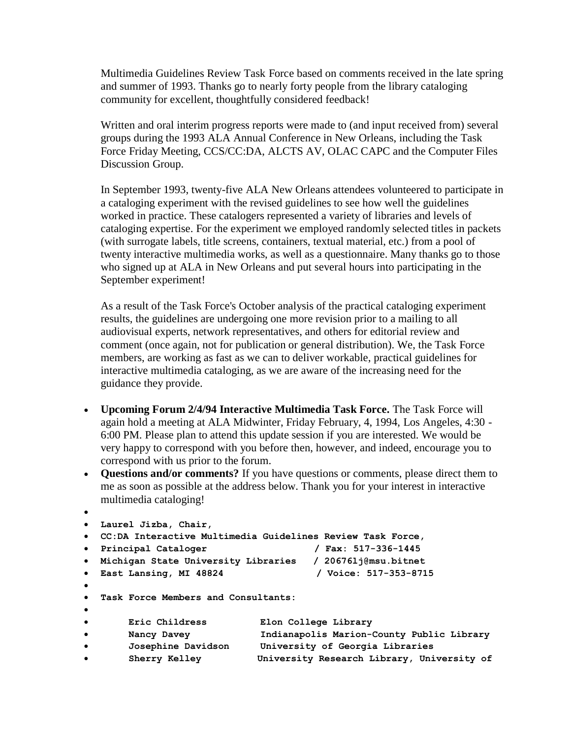Multimedia Guidelines Review Task Force based on comments received in the late spring and summer of 1993. Thanks go to nearly forty people from the library cataloging community for excellent, thoughtfully considered feedback!

Written and oral interim progress reports were made to (and input received from) several groups during the 1993 ALA Annual Conference in New Orleans, including the Task Force Friday Meeting, CCS/CC:DA, ALCTS AV, OLAC CAPC and the Computer Files Discussion Group.

In September 1993, twenty-five ALA New Orleans attendees volunteered to participate in a cataloging experiment with the revised guidelines to see how well the guidelines worked in practice. These catalogers represented a variety of libraries and levels of cataloging expertise. For the experiment we employed randomly selected titles in packets (with surrogate labels, title screens, containers, textual material, etc.) from a pool of twenty interactive multimedia works, as well as a questionnaire. Many thanks go to those who signed up at ALA in New Orleans and put several hours into participating in the September experiment!

As a result of the Task Force's October analysis of the practical cataloging experiment results, the guidelines are undergoing one more revision prior to a mailing to all audiovisual experts, network representatives, and others for editorial review and comment (once again, not for publication or general distribution). We, the Task Force members, are working as fast as we can to deliver workable, practical guidelines for interactive multimedia cataloging, as we are aware of the increasing need for the guidance they provide.

- **Upcoming Forum 2/4/94 Interactive Multimedia Task Force.** The Task Force will again hold a meeting at ALA Midwinter, Friday February, 4, 1994, Los Angeles, 4:30 - 6:00 PM. Please plan to attend this update session if you are interested. We would be very happy to correspond with you before then, however, and indeed, encourage you to correspond with us prior to the forum.
- **Questions and/or comments?** If you have questions or comments, please direct them to me as soon as possible at the address below. Thank you for your interest in interactive multimedia cataloging!

```
Laurel Jizba, Chair,
CC:DA Interactive Multimedia Guidelines Review Task Force,
Principal Cataloger                  / Fax: 517-336-1445
Michigan State University Libraries   / 20676lj@msu.bitnet
East Lansing, MI 48824               / Voice: 517-353-8715

Task Force Members and Consultants:

     Eric Childress          Elon College Library
     Nancy Davey             Indianapolis Marion-County Public Library
     Josephine Davidson      University of Georgia Libraries
     Sherry Kelley           University Research Library, University of
```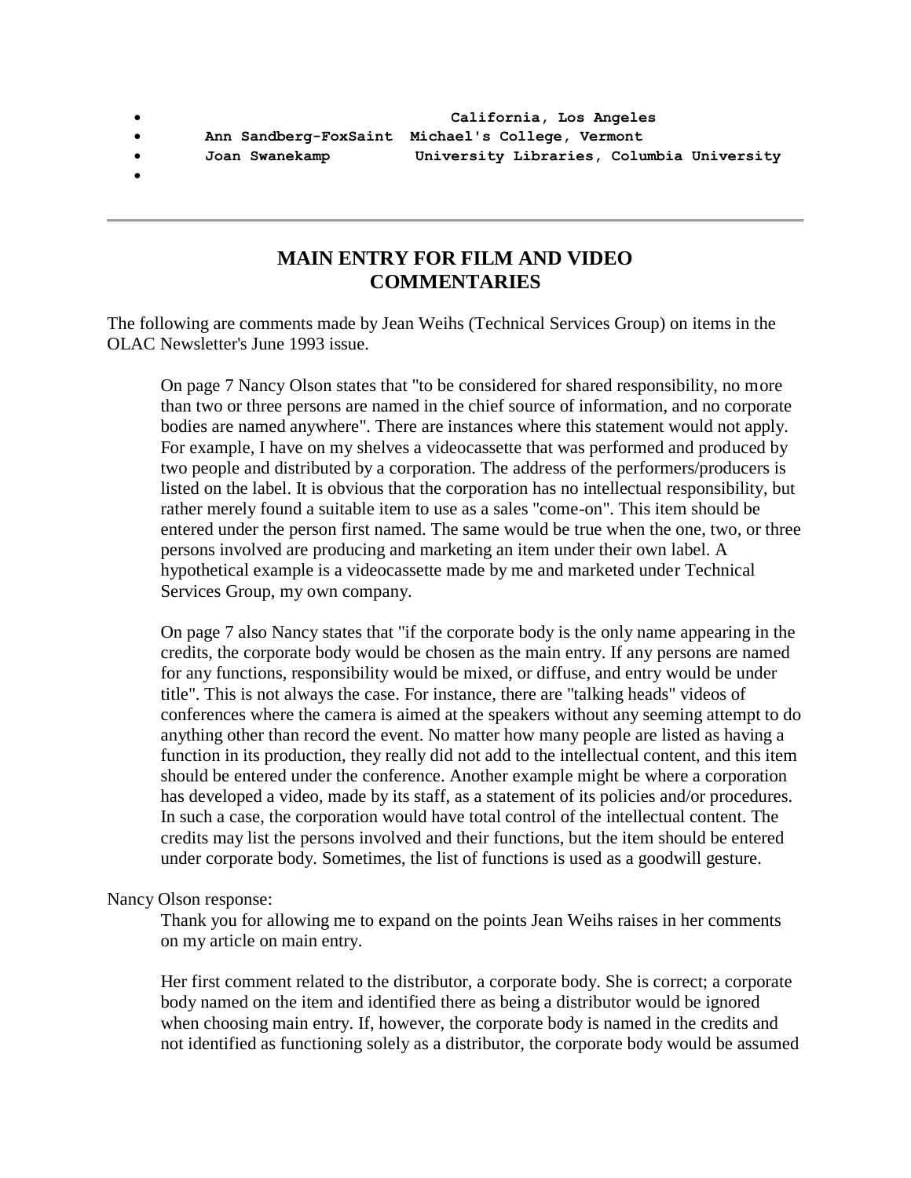- California, Los Angeles
- Ann Sandberg-FoxSaint Michael's College, Vermont
- Joan Swanekamp University Libraries, Columbia University
- 

---

## MAIN ENTRY FOR FILM AND VIDEO COMMENTARIES

The following are comments made by Jean Weihs (Technical Services Group) on items in the OLAC Newsletter's June 1993 issue.

> On page 7 Nancy Olson states that "to be considered for shared responsibility, no more than two or three persons are named in the chief source of information, and no corporate bodies are named anywhere". There are instances where this statement would not apply. For example, I have on my shelves a videocassette that was performed and produced by two people and distributed by a corporation. The address of the performers/producers is listed on the label. It is obvious that the corporation has no intellectual responsibility, but rather merely found a suitable item to use as a sales "come-on". This item should be entered under the person first named. The same would be true when the one, two, or three persons involved are producing and marketing an item under their own label. A hypothetical example is a videocassette made by me and marketed under Technical Services Group, my own company.
>
> On page 7 also Nancy states that "if the corporate body is the only name appearing in the credits, the corporate body would be chosen as the main entry. If any persons are named for any functions, responsibility would be mixed, or diffuse, and entry would be under title". This is not always the case. For instance, there are "talking heads" videos of conferences where the camera is aimed at the speakers without any seeming attempt to do anything other than record the event. No matter how many people are listed as having a function in its production, they really did not add to the intellectual content, and this item should be entered under the conference. Another example might be where a corporation has developed a video, made by its staff, as a statement of its policies and/or procedures. In such a case, the corporation would have total control of the intellectual content. The credits may list the persons involved and their functions, but the item should be entered under corporate body. Sometimes, the list of functions is used as a goodwill gesture.

Nancy Olson response:

> Thank you for allowing me to expand on the points Jean Weihs raises in her comments on my article on main entry.
>
> Her first comment related to the distributor, a corporate body. She is correct; a corporate body named on the item and identified there as being a distributor would be ignored when choosing main entry. If, however, the corporate body is named in the credits and not identified as functioning solely as a distributor, the corporate body would be assumed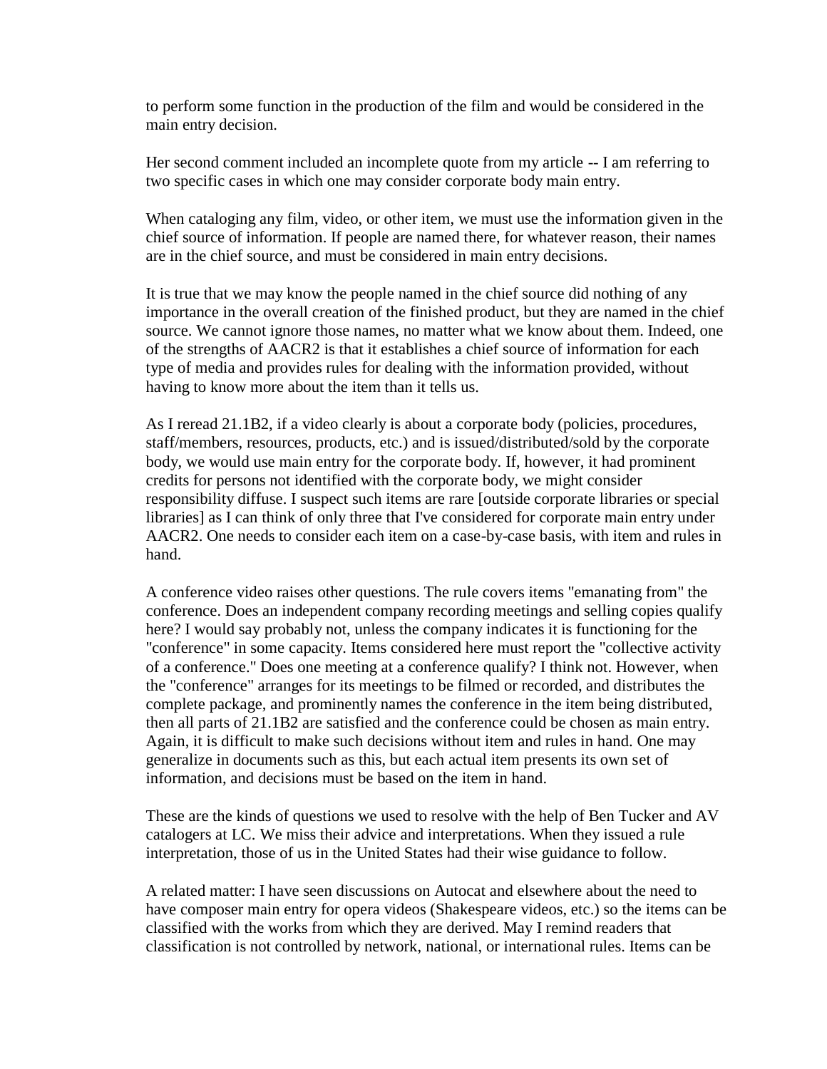to perform some function in the production of the film and would be considered in the main entry decision.

Her second comment included an incomplete quote from my article -- I am referring to two specific cases in which one may consider corporate body main entry.

When cataloging any film, video, or other item, we must use the information given in the chief source of information. If people are named there, for whatever reason, their names are in the chief source, and must be considered in main entry decisions.

It is true that we may know the people named in the chief source did nothing of any importance in the overall creation of the finished product, but they are named in the chief source. We cannot ignore those names, no matter what we know about them. Indeed, one of the strengths of AACR2 is that it establishes a chief source of information for each type of media and provides rules for dealing with the information provided, without having to know more about the item than it tells us.

As I reread 21.1B2, if a video clearly is about a corporate body (policies, procedures, staff/members, resources, products, etc.) and is issued/distributed/sold by the corporate body, we would use main entry for the corporate body. If, however, it had prominent credits for persons not identified with the corporate body, we might consider responsibility diffuse. I suspect such items are rare [outside corporate libraries or special libraries] as I can think of only three that I've considered for corporate main entry under AACR2. One needs to consider each item on a case-by-case basis, with item and rules in hand.

A conference video raises other questions. The rule covers items "emanating from" the conference. Does an independent company recording meetings and selling copies qualify here? I would say probably not, unless the company indicates it is functioning for the "conference" in some capacity. Items considered here must report the "collective activity of a conference." Does one meeting at a conference qualify? I think not. However, when the "conference" arranges for its meetings to be filmed or recorded, and distributes the complete package, and prominently names the conference in the item being distributed, then all parts of 21.1B2 are satisfied and the conference could be chosen as main entry. Again, it is difficult to make such decisions without item and rules in hand. One may generalize in documents such as this, but each actual item presents its own set of information, and decisions must be based on the item in hand.

These are the kinds of questions we used to resolve with the help of Ben Tucker and AV catalogers at LC. We miss their advice and interpretations. When they issued a rule interpretation, those of us in the United States had their wise guidance to follow.

A related matter: I have seen discussions on Autocat and elsewhere about the need to have composer main entry for opera videos (Shakespeare videos, etc.) so the items can be classified with the works from which they are derived. May I remind readers that classification is not controlled by network, national, or international rules. Items can be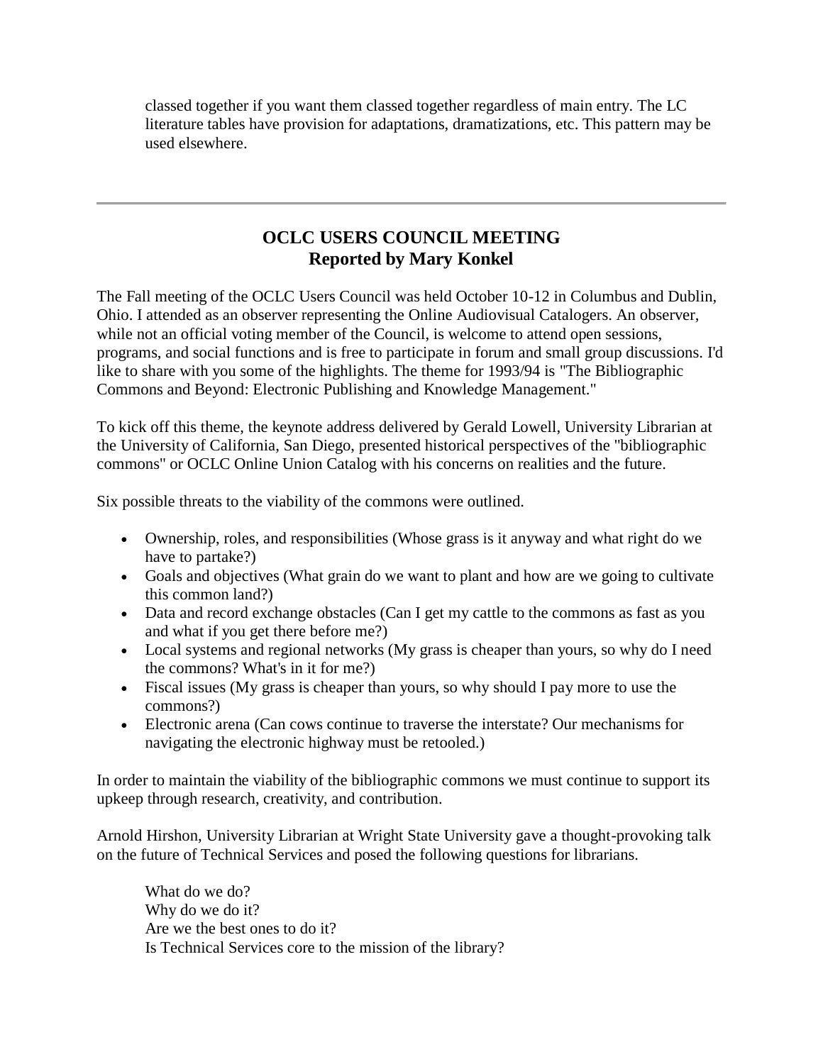classed together if you want them classed together regardless of main entry. The LC literature tables have provision for adaptations, dramatizations, etc. This pattern may be used elsewhere.

---

## OCLC USERS COUNCIL MEETING
## Reported by Mary Konkel

The Fall meeting of the OCLC Users Council was held October 10-12 in Columbus and Dublin, Ohio. I attended as an observer representing the Online Audiovisual Catalogers. An observer, while not an official voting member of the Council, is welcome to attend open sessions, programs, and social functions and is free to participate in forum and small group discussions. I'd like to share with you some of the highlights. The theme for 1993/94 is "The Bibliographic Commons and Beyond: Electronic Publishing and Knowledge Management."

To kick off this theme, the keynote address delivered by Gerald Lowell, University Librarian at the University of California, San Diego, presented historical perspectives of the "bibliographic commons" or OCLC Online Union Catalog with his concerns on realities and the future.

Six possible threats to the viability of the commons were outlined.

- Ownership, roles, and responsibilities (Whose grass is it anyway and what right do we have to partake?)
- Goals and objectives (What grain do we want to plant and how are we going to cultivate this common land?)
- Data and record exchange obstacles (Can I get my cattle to the commons as fast as you and what if you get there before me?)
- Local systems and regional networks (My grass is cheaper than yours, so why do I need the commons? What's in it for me?)
- Fiscal issues (My grass is cheaper than yours, so why should I pay more to use the commons?)
- Electronic arena (Can cows continue to traverse the interstate? Our mechanisms for navigating the electronic highway must be retooled.)

In order to maintain the viability of the bibliographic commons we must continue to support its upkeep through research, creativity, and contribution.

Arnold Hirshon, University Librarian at Wright State University gave a thought-provoking talk on the future of Technical Services and posed the following questions for librarians.

What do we do?
Why do we do it?
Are we the best ones to do it?
Is Technical Services core to the mission of the library?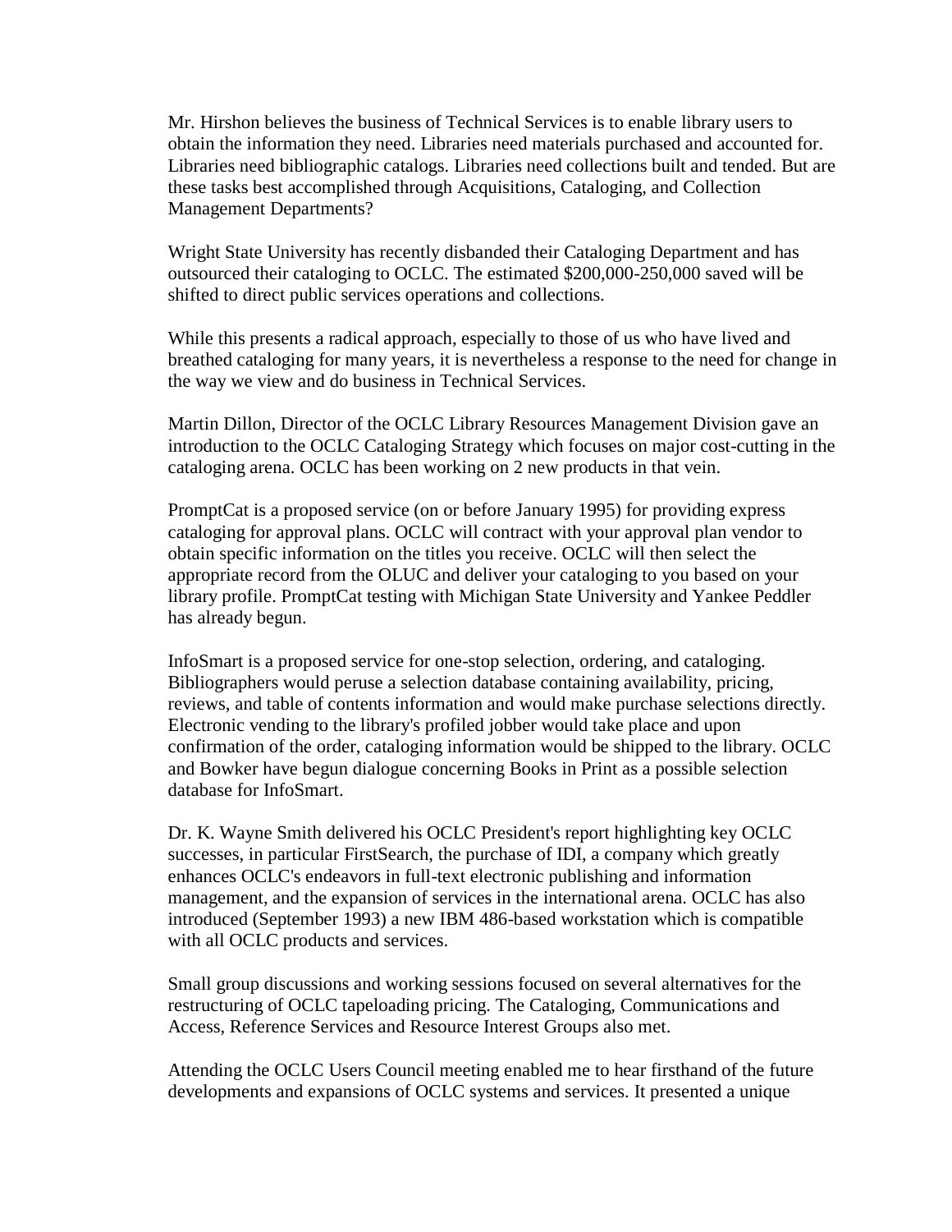Mr. Hirshon believes the business of Technical Services is to enable library users to obtain the information they need. Libraries need materials purchased and accounted for. Libraries need bibliographic catalogs. Libraries need collections built and tended. But are these tasks best accomplished through Acquisitions, Cataloging, and Collection Management Departments?

Wright State University has recently disbanded their Cataloging Department and has outsourced their cataloging to OCLC. The estimated $200,000-250,000 saved will be shifted to direct public services operations and collections.

While this presents a radical approach, especially to those of us who have lived and breathed cataloging for many years, it is nevertheless a response to the need for change in the way we view and do business in Technical Services.

Martin Dillon, Director of the OCLC Library Resources Management Division gave an introduction to the OCLC Cataloging Strategy which focuses on major cost-cutting in the cataloging arena. OCLC has been working on 2 new products in that vein.

PromptCat is a proposed service (on or before January 1995) for providing express cataloging for approval plans. OCLC will contract with your approval plan vendor to obtain specific information on the titles you receive. OCLC will then select the appropriate record from the OLUC and deliver your cataloging to you based on your library profile. PromptCat testing with Michigan State University and Yankee Peddler has already begun.

InfoSmart is a proposed service for one-stop selection, ordering, and cataloging. Bibliographers would peruse a selection database containing availability, pricing, reviews, and table of contents information and would make purchase selections directly. Electronic vending to the library's profiled jobber would take place and upon confirmation of the order, cataloging information would be shipped to the library. OCLC and Bowker have begun dialogue concerning Books in Print as a possible selection database for InfoSmart.

Dr. K. Wayne Smith delivered his OCLC President's report highlighting key OCLC successes, in particular FirstSearch, the purchase of IDI, a company which greatly enhances OCLC's endeavors in full-text electronic publishing and information management, and the expansion of services in the international arena. OCLC has also introduced (September 1993) a new IBM 486-based workstation which is compatible with all OCLC products and services.

Small group discussions and working sessions focused on several alternatives for the restructuring of OCLC tapeloading pricing. The Cataloging, Communications and Access, Reference Services and Resource Interest Groups also met.

Attending the OCLC Users Council meeting enabled me to hear firsthand of the future developments and expansions of OCLC systems and services. It presented a unique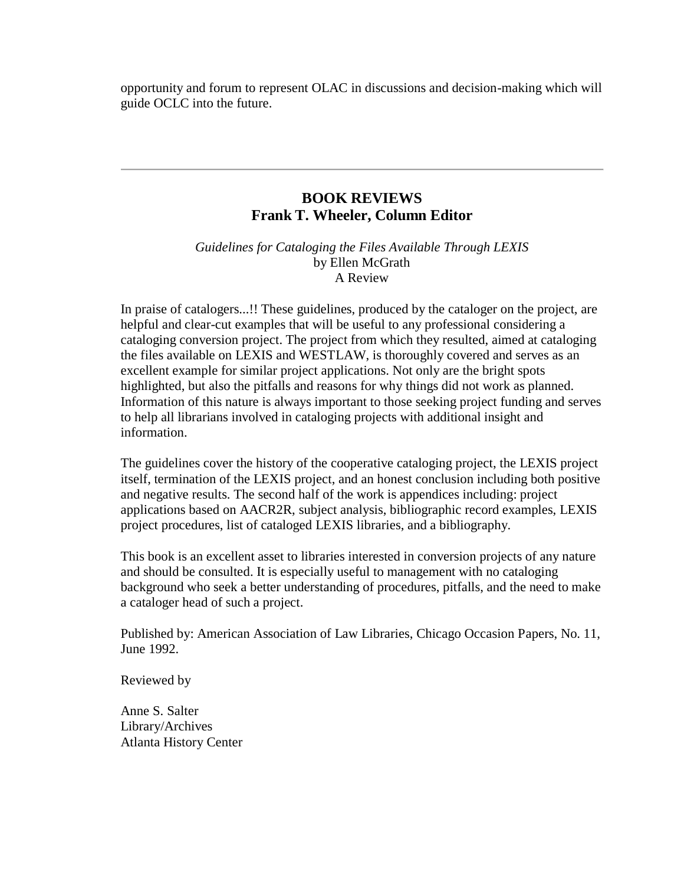opportunity and forum to represent OLAC in discussions and decision-making which will guide OCLC into the future.

---

## BOOK REVIEWS
## Frank T. Wheeler, Column Editor

*Guidelines for Cataloging the Files Available Through LEXIS*
by Ellen McGrath
A Review

In praise of catalogers...!! These guidelines, produced by the cataloger on the project, are helpful and clear-cut examples that will be useful to any professional considering a cataloging conversion project. The project from which they resulted, aimed at cataloging the files available on LEXIS and WESTLAW, is thoroughly covered and serves as an excellent example for similar project applications. Not only are the bright spots highlighted, but also the pitfalls and reasons for why things did not work as planned. Information of this nature is always important to those seeking project funding and serves to help all librarians involved in cataloging projects with additional insight and information.

The guidelines cover the history of the cooperative cataloging project, the LEXIS project itself, termination of the LEXIS project, and an honest conclusion including both positive and negative results. The second half of the work is appendices including: project applications based on AACR2R, subject analysis, bibliographic record examples, LEXIS project procedures, list of cataloged LEXIS libraries, and a bibliography.

This book is an excellent asset to libraries interested in conversion projects of any nature and should be consulted. It is especially useful to management with no cataloging background who seek a better understanding of procedures, pitfalls, and the need to make a cataloger head of such a project.

Published by: American Association of Law Libraries, Chicago Occasion Papers, No. 11, June 1992.

Reviewed by

Anne S. Salter
Library/Archives
Atlanta History Center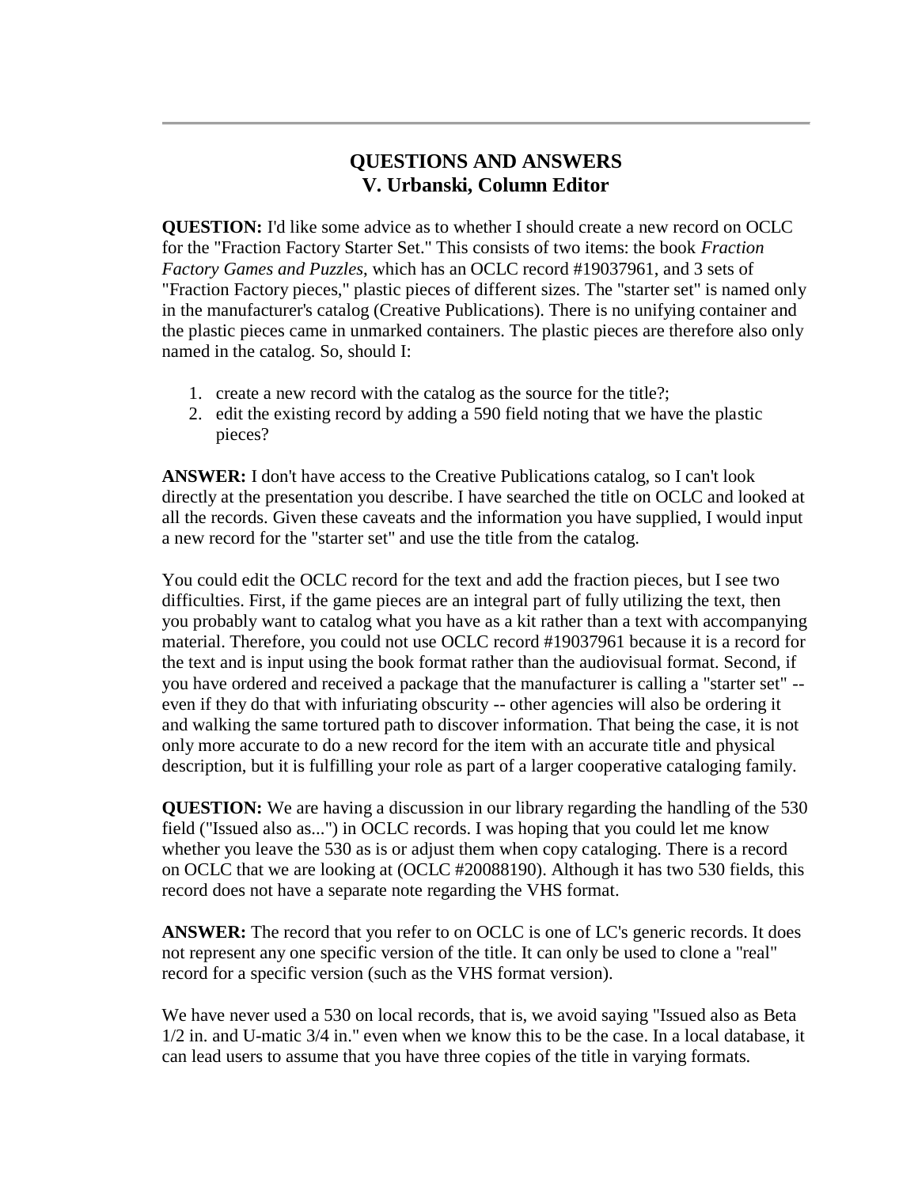## QUESTIONS AND ANSWERS
## V. Urbanski, Column Editor

**QUESTION:** I'd like some advice as to whether I should create a new record on OCLC for the "Fraction Factory Starter Set." This consists of two items: the book *Fraction Factory Games and Puzzles*, which has an OCLC record #19037961, and 3 sets of "Fraction Factory pieces," plastic pieces of different sizes. The "starter set" is named only in the manufacturer's catalog (Creative Publications). There is no unifying container and the plastic pieces came in unmarked containers. The plastic pieces are therefore also only named in the catalog. So, should I:

1. create a new record with the catalog as the source for the title?;
2. edit the existing record by adding a 590 field noting that we have the plastic pieces?

**ANSWER:** I don't have access to the Creative Publications catalog, so I can't look directly at the presentation you describe. I have searched the title on OCLC and looked at all the records. Given these caveats and the information you have supplied, I would input a new record for the "starter set" and use the title from the catalog.

You could edit the OCLC record for the text and add the fraction pieces, but I see two difficulties. First, if the game pieces are an integral part of fully utilizing the text, then you probably want to catalog what you have as a kit rather than a text with accompanying material. Therefore, you could not use OCLC record #19037961 because it is a record for the text and is input using the book format rather than the audiovisual format. Second, if you have ordered and received a package that the manufacturer is calling a "starter set" -- even if they do that with infuriating obscurity -- other agencies will also be ordering it and walking the same tortured path to discover information. That being the case, it is not only more accurate to do a new record for the item with an accurate title and physical description, but it is fulfilling your role as part of a larger cooperative cataloging family.

**QUESTION:** We are having a discussion in our library regarding the handling of the 530 field ("Issued also as...") in OCLC records. I was hoping that you could let me know whether you leave the 530 as is or adjust them when copy cataloging. There is a record on OCLC that we are looking at (OCLC #20088190). Although it has two 530 fields, this record does not have a separate note regarding the VHS format.

**ANSWER:** The record that you refer to on OCLC is one of LC's generic records. It does not represent any one specific version of the title. It can only be used to clone a "real" record for a specific version (such as the VHS format version).

We have never used a 530 on local records, that is, we avoid saying "Issued also as Beta 1/2 in. and U-matic 3/4 in." even when we know this to be the case. In a local database, it can lead users to assume that you have three copies of the title in varying formats.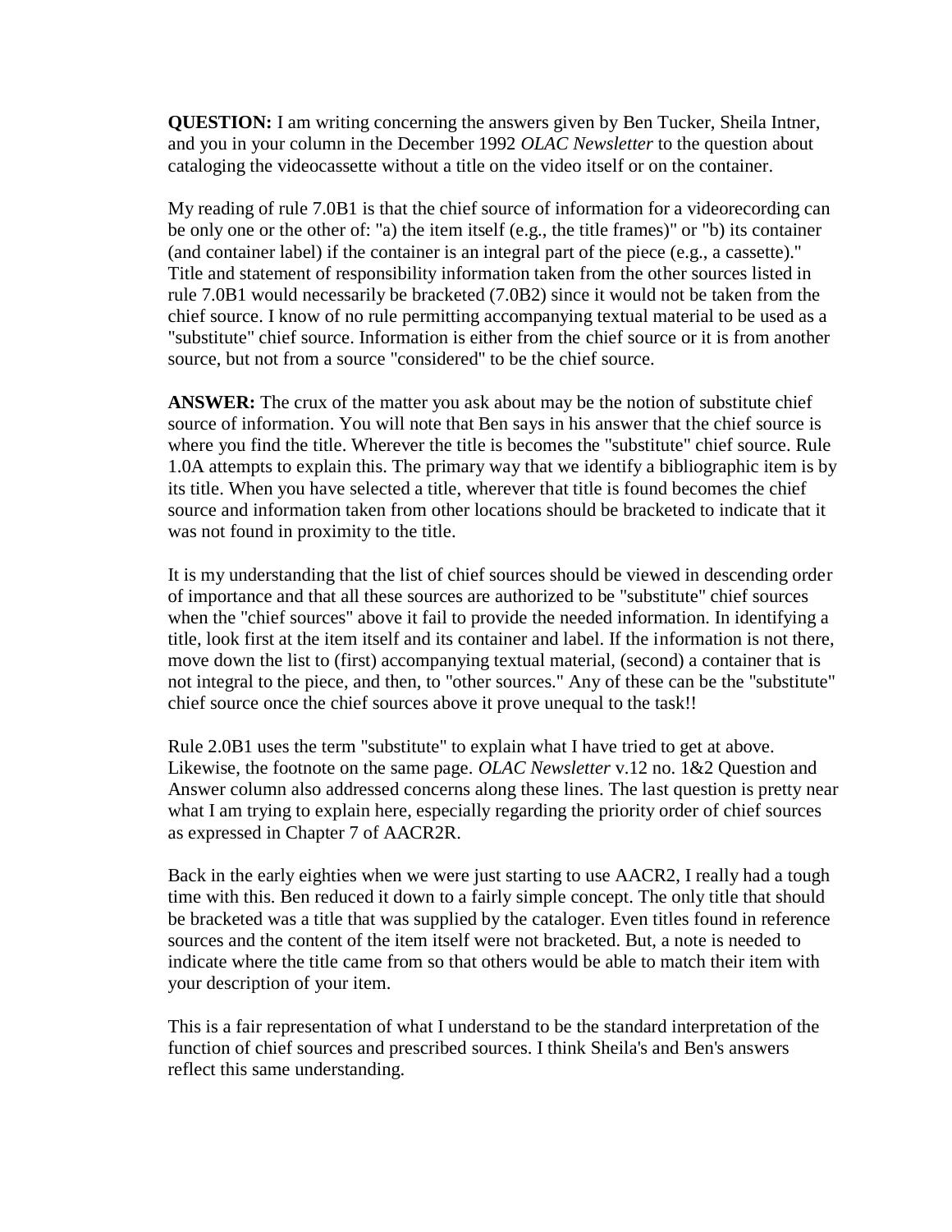**QUESTION:** I am writing concerning the answers given by Ben Tucker, Sheila Intner, and you in your column in the December 1992 *OLAC Newsletter* to the question about cataloging the videocassette without a title on the video itself or on the container.

My reading of rule 7.0B1 is that the chief source of information for a videorecording can be only one or the other of: "a) the item itself (e.g., the title frames)" or "b) its container (and container label) if the container is an integral part of the piece (e.g., a cassette)." Title and statement of responsibility information taken from the other sources listed in rule 7.0B1 would necessarily be bracketed (7.0B2) since it would not be taken from the chief source. I know of no rule permitting accompanying textual material to be used as a "substitute" chief source. Information is either from the chief source or it is from another source, but not from a source "considered" to be the chief source.

**ANSWER:** The crux of the matter you ask about may be the notion of substitute chief source of information. You will note that Ben says in his answer that the chief source is where you find the title. Wherever the title is becomes the "substitute" chief source. Rule 1.0A attempts to explain this. The primary way that we identify a bibliographic item is by its title. When you have selected a title, wherever that title is found becomes the chief source and information taken from other locations should be bracketed to indicate that it was not found in proximity to the title.

It is my understanding that the list of chief sources should be viewed in descending order of importance and that all these sources are authorized to be "substitute" chief sources when the "chief sources" above it fail to provide the needed information. In identifying a title, look first at the item itself and its container and label. If the information is not there, move down the list to (first) accompanying textual material, (second) a container that is not integral to the piece, and then, to "other sources." Any of these can be the "substitute" chief source once the chief sources above it prove unequal to the task!!

Rule 2.0B1 uses the term "substitute" to explain what I have tried to get at above. Likewise, the footnote on the same page. *OLAC Newsletter* v.12 no. 1&2 Question and Answer column also addressed concerns along these lines. The last question is pretty near what I am trying to explain here, especially regarding the priority order of chief sources as expressed in Chapter 7 of AACR2R.

Back in the early eighties when we were just starting to use AACR2, I really had a tough time with this. Ben reduced it down to a fairly simple concept. The only title that should be bracketed was a title that was supplied by the cataloger. Even titles found in reference sources and the content of the item itself were not bracketed. But, a note is needed to indicate where the title came from so that others would be able to match their item with your description of your item.

This is a fair representation of what I understand to be the standard interpretation of the function of chief sources and prescribed sources. I think Sheila's and Ben's answers reflect this same understanding.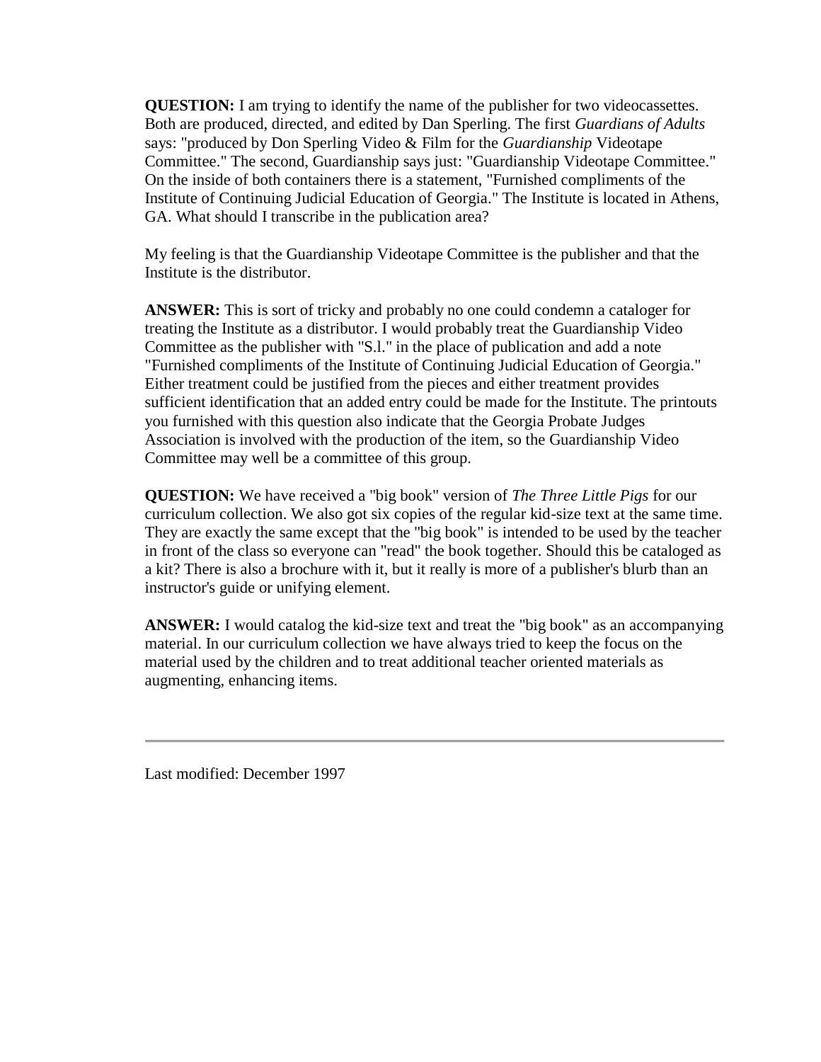**QUESTION:** I am trying to identify the name of the publisher for two videocassettes. Both are produced, directed, and edited by Dan Sperling. The first *Guardians of Adults* says: "produced by Don Sperling Video & Film for the *Guardianship* Videotape Committee." The second, Guardianship says just: "Guardianship Videotape Committee." On the inside of both containers there is a statement, "Furnished compliments of the Institute of Continuing Judicial Education of Georgia." The Institute is located in Athens, GA. What should I transcribe in the publication area?

My feeling is that the Guardianship Videotape Committee is the publisher and that the Institute is the distributor.

**ANSWER:** This is sort of tricky and probably no one could condemn a cataloger for treating the Institute as a distributor. I would probably treat the Guardianship Video Committee as the publisher with "S.l." in the place of publication and add a note "Furnished compliments of the Institute of Continuing Judicial Education of Georgia." Either treatment could be justified from the pieces and either treatment provides sufficient identification that an added entry could be made for the Institute. The printouts you furnished with this question also indicate that the Georgia Probate Judges Association is involved with the production of the item, so the Guardianship Video Committee may well be a committee of this group.

**QUESTION:** We have received a "big book" version of *The Three Little Pigs* for our curriculum collection. We also got six copies of the regular kid-size text at the same time. They are exactly the same except that the "big book" is intended to be used by the teacher in front of the class so everyone can "read" the book together. Should this be cataloged as a kit? There is also a brochure with it, but it really is more of a publisher's blurb than an instructor's guide or unifying element.

**ANSWER:** I would catalog the kid-size text and treat the "big book" as an accompanying material. In our curriculum collection we have always tried to keep the focus on the material used by the children and to treat additional teacher oriented materials as augmenting, enhancing items.

---

Last modified: December 1997